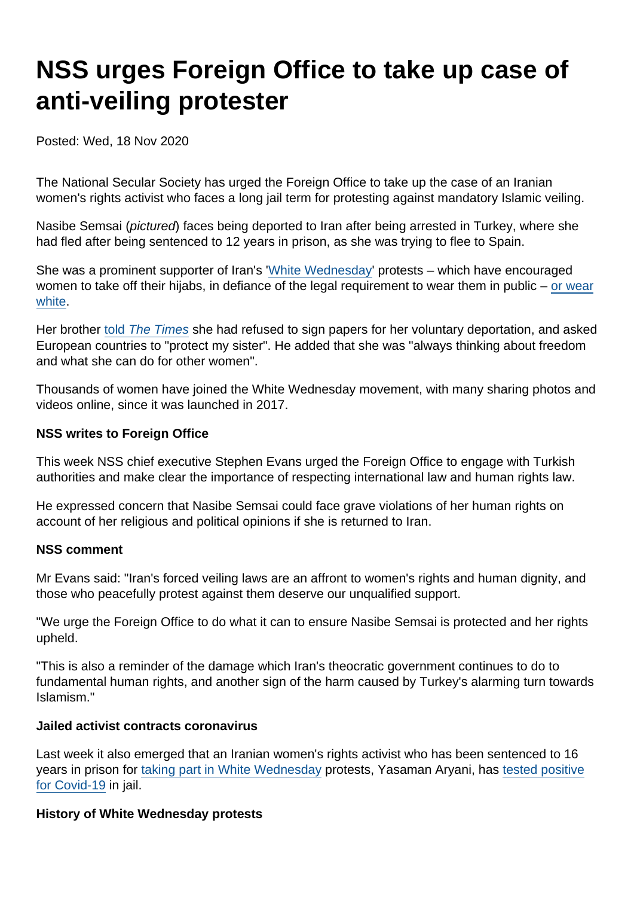# NSS urges Foreign Office to take up case of anti-veiling protester

Posted: Wed, 18 Nov 2020

The National Secular Society has urged the Foreign Office to take up the case of an Iranian women's rights activist who faces a long jail term for protesting against mandatory Islamic veiling.

Nasibe Semsai (*pictured*) faces being deported to Iran after being arrested in Turkey, where she had fled after being sentenced to 12 years in prison, as she was trying to flee to Spain.

She was a prominent supporter of Iran's 'White Wednesday' protests – which have encouraged women to take off their hijabs, in defiance of the legal requirement to wear them in public – or wear white.

Her brother told *The Times* she had refused to sign papers for her voluntary deportation, and asked European countries to "protect my sister". He added that she was "always thinking about freedom and what she can do for other women".

Thousands of women have joined the White Wednesday movement, with many sharing photos and videos online, since it was launched in 2017.

**NSS writes to Foreign Office**

This week NSS chief executive Stephen Evans urged the Foreign Office to engage with Turkish authorities and make clear the importance of respecting international law and human rights law.

He expressed concern that Nasibe Semsai could face grave violations of her human rights on account of her religious and political opinions if she is returned to Iran.

**NSS comment**

Mr Evans said: "Iran's forced veiling laws are an affront to women's rights and human dignity, and those who peacefully protest against them deserve our unqualified support.

"We urge the Foreign Office to do what it can to ensure Nasibe Semsai is protected and her rights upheld.

"This is also a reminder of the damage which Iran's theocratic government continues to do to fundamental human rights, and another sign of the harm caused by Turkey's alarming turn towards Islamism."

**Jailed activist contracts coronavirus**

Last week it also emerged that an Iranian women's rights activist who has been sentenced to 16 years in prison for taking part in White Wednesday protests, Yasaman Aryani, has tested positive for Covid-19 in jail.

**History of White Wednesday protests**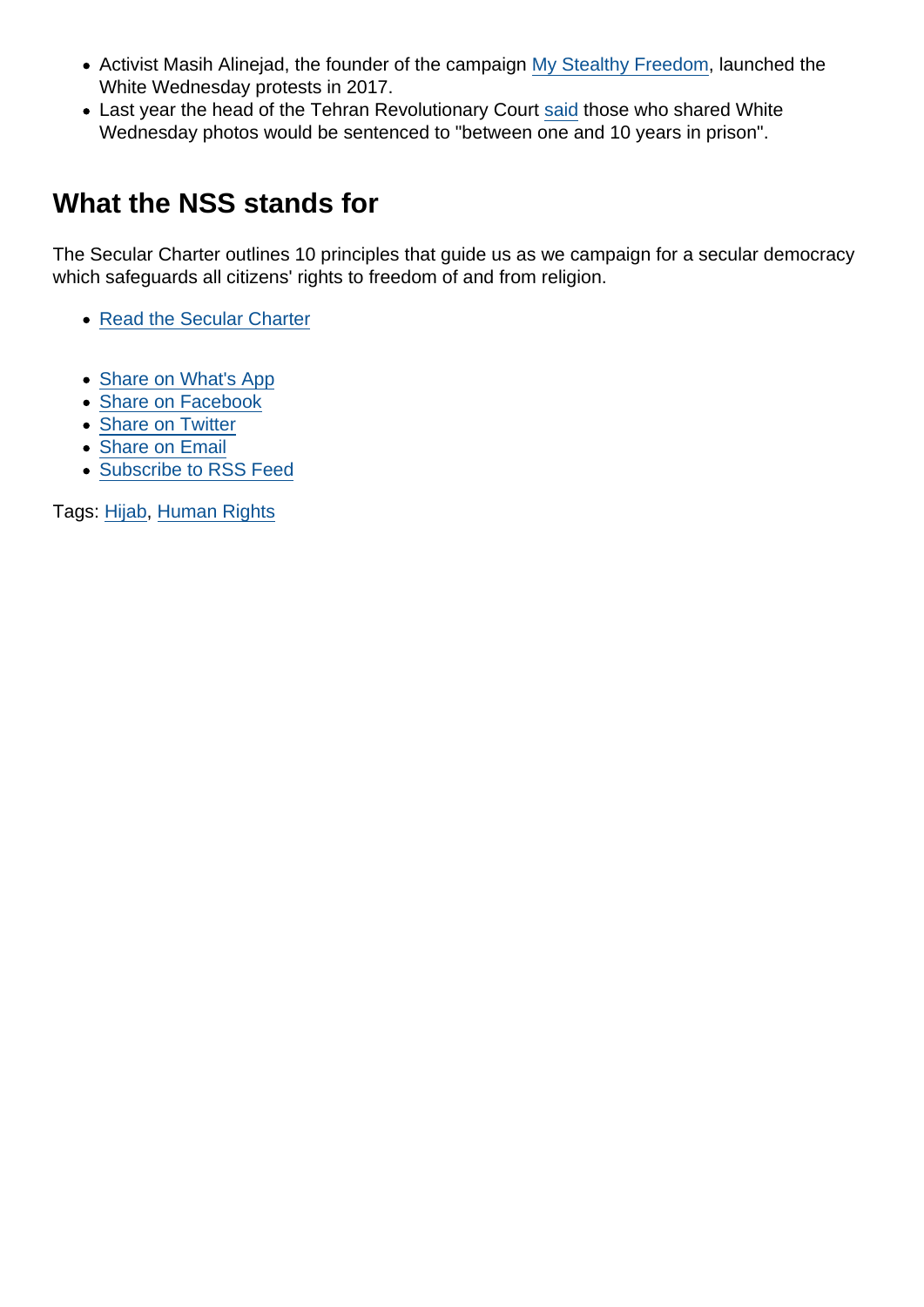- Activist Masih Alinejad, the founder of the campaign My Stealthy Freedom, launched the White Wednesday protests in 2017.
- Last year the head of the Tehran Revolutionary Court said those who shared White Wednesday photos would be sentenced to "between one and 10 years in prison".

## What the NSS stands for

The Secular Charter outlines 10 principles that guide us as we campaign for a secular democracy which safeguards all citizens' rights to freedom of and from religion.

- Read the Secular Charter

- Share on What's App
- Share on Facebook
- Share on Twitter
- Share on Email
- Subscribe to RSS Feed

Tags: Hijab, Human Rights